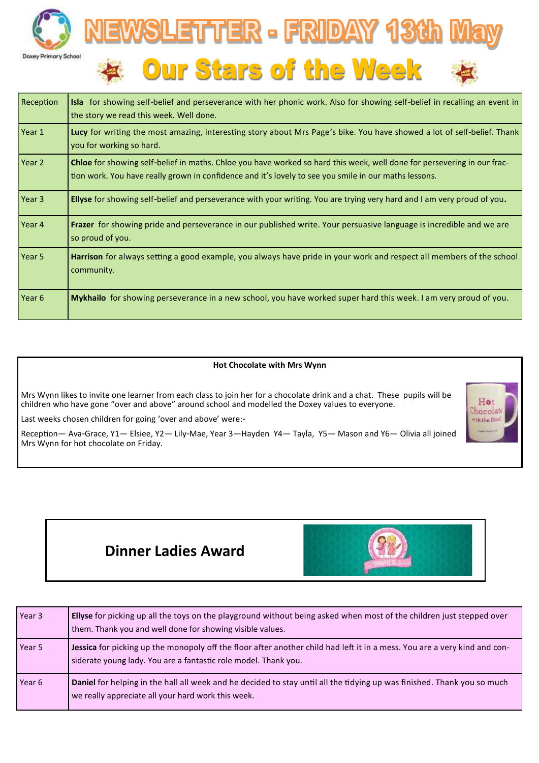Doxey Primary School

# NEWSLETTER - FRIDAY 13th May

## Our Stars of the Week

| | |
|---|---|
| Reception | **Isla** for showing self-belief and perseverance with her phonic work. Also for showing self-belief in recalling an event in the story we read this week. Well done. |
| Year 1 | **Lucy** for writing the most amazing, interesting story about Mrs Page's bike. You have showed a lot of self-belief. Thank you for working so hard. |
| Year 2 | **Chloe** for showing self-belief in maths. Chloe you have worked so hard this week, well done for persevering in our fraction work. You have really grown in confidence and it's lovely to see you smile in our maths lessons. |
| Year 3 | **Ellyse** for showing self-belief and perseverance with your writing. You are trying very hard and I am very proud of you. |
| Year 4 | **Frazer** for showing pride and perseverance in our published write. Your persuasive language is incredible and we are so proud of you. |
| Year 5 | **Harrison** for always setting a good example, you always have pride in your work and respect all members of the school community. |
| Year 6 | **Mykhailo** for showing perseverance in a new school, you have worked super hard this week. I am very proud of you. |

**Hot Chocolate with Mrs Wynn**

Mrs Wynn likes to invite one learner from each class to join her for a chocolate drink and a chat. These pupils will be children who have gone "over and above" around school and modelled the Doxey values to everyone.

Last weeks chosen children for going 'over and above' were:-

Reception— Ava-Grace, Y1— Elsiee, Y2— Lily-Mae, Year 3—Hayden Y4— Tayla, Y5— Mason and Y6— Olivia all joined Mrs Wynn for hot chocolate on Friday.

## Dinner Ladies Award

| | |
|---|---|
| Year 3 | **Ellyse** for picking up all the toys on the playground without being asked when most of the children just stepped over them. Thank you and well done for showing visible values. |
| Year 5 | **Jessica** for picking up the monopoly off the floor after another child had left it in a mess. You are a very kind and considerate young lady. You are a fantastic role model. Thank you. |
| Year 6 | **Daniel** for helping in the hall all week and he decided to stay until all the tidying up was finished. Thank you so much we really appreciate all your hard work this week. |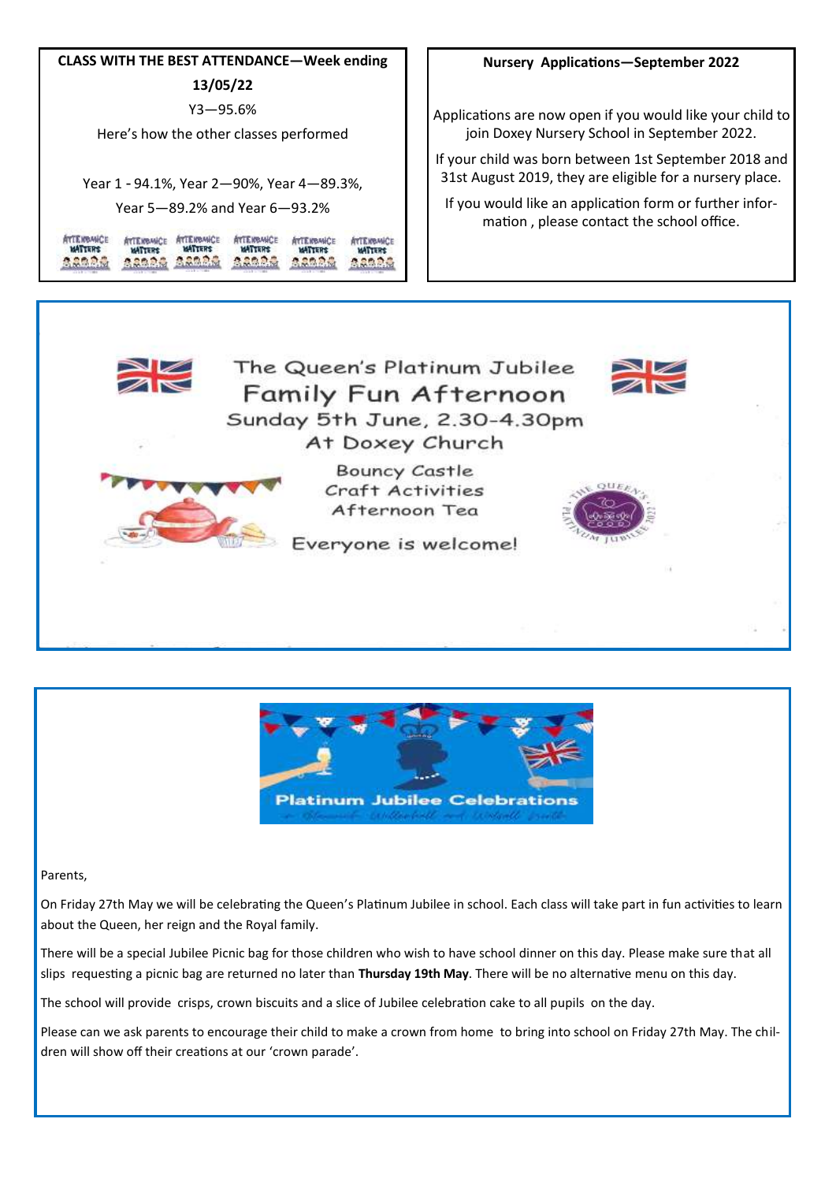**CLASS WITH THE BEST ATTENDANCE—Week ending 13/05/22**

Y3—95.6%

Here's how the other classes performed

Year 1 - 94.1%, Year 2—90%, Year 4—89.3%, Year 5—89.2% and Year 6—93.2%

**Nursery Applications—September 2022**

Applications are now open if you would like your child to join Doxey Nursery School in September 2022.

If your child was born between 1st September 2018 and 31st August 2019, they are eligible for a nursery place.

If you would like an application form or further information , please contact the school office.

## The Queen's Platinum Jubilee Family Fun Afternoon

Sunday 5th June, 2.30-4.30pm

At Doxey Church

Bouncy Castle
Craft Activities
Afternoon Tea

Everyone is welcome!

## Platinum Jubilee Celebrations

Parents,

On Friday 27th May we will be celebrating the Queen's Platinum Jubilee in school. Each class will take part in fun activities to learn about the Queen, her reign and the Royal family.

There will be a special Jubilee Picnic bag for those children who wish to have school dinner on this day. Please make sure that all slips requesting a picnic bag are returned no later than **Thursday 19th May**. There will be no alternative menu on this day.

The school will provide crisps, crown biscuits and a slice of Jubilee celebration cake to all pupils on the day.

Please can we ask parents to encourage their child to make a crown from home to bring into school on Friday 27th May. The children will show off their creations at our 'crown parade'.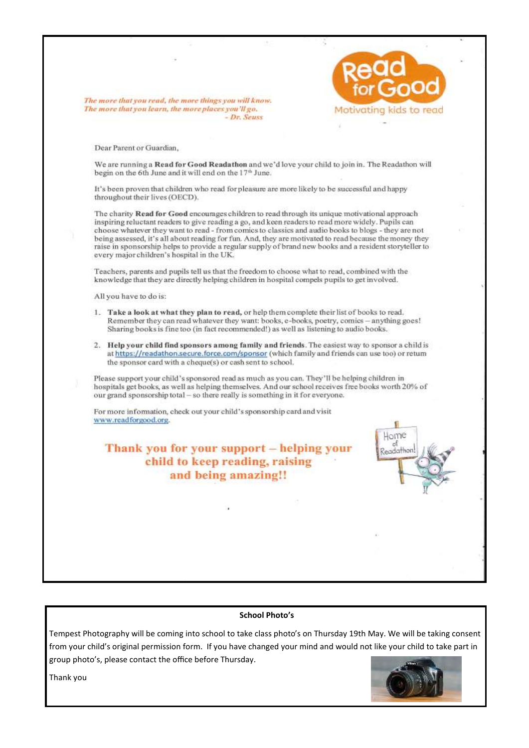*The more that you read, the more things you will know.*
*The more that you learn, the more places you'll go.*
*- Dr. Seuss*

**Read for Good**
Motivating kids to read

Dear Parent or Guardian,

We are running a **Read for Good Readathon** and we'd love your child to join in. The Readathon will begin on the 6th June and it will end on the 17th June.

It's been proven that children who read for pleasure are more likely to be successful and happy throughout their lives (OECD).

The charity **Read for Good** encourages children to read through its unique motivational approach inspiring reluctant readers to give reading a go, and keen readers to read more widely. Pupils can choose whatever they want to read - from comics to classics and audio books to blogs - they are not being assessed, it's all about reading for fun. And, they are motivated to read because the money they raise in sponsorship helps to provide a regular supply of brand new books and a resident storyteller to every major children's hospital in the UK.

Teachers, parents and pupils tell us that the freedom to choose what to read, combined with the knowledge that they are directly helping children in hospital compels pupils to get involved.

All you have to do is:

1. **Take a look at what they plan to read,** or help them complete their list of books to read. Remember they can read whatever they want: books, e-books, poetry, comics – anything goes! Sharing books is fine too (in fact recommended!) as well as listening to audio books.
2. **Help your child find sponsors among family and friends**. The easiest way to sponsor a child is at https://readathon.secure.force.com/sponsor (which family and friends can use too) or return the sponsor card with a cheque(s) or cash sent to school.

Please support your child's sponsored read as much as you can. They'll be helping children in hospitals get books, as well as helping themselves. And our school receives free books worth 20% of our grand sponsorship total – so there really is something in it for everyone.

For more information, check out your child's sponsorship card and visit www.readforgood.org.

**Thank you for your support – helping your child to keep reading, raising and being amazing!!**

Home of Readathon!

**School Photo's**

Tempest Photography will be coming into school to take class photo's on Thursday 19th May. We will be taking consent from your child's original permission form. If you have changed your mind and would not like your child to take part in group photo's, please contact the office before Thursday.

Thank you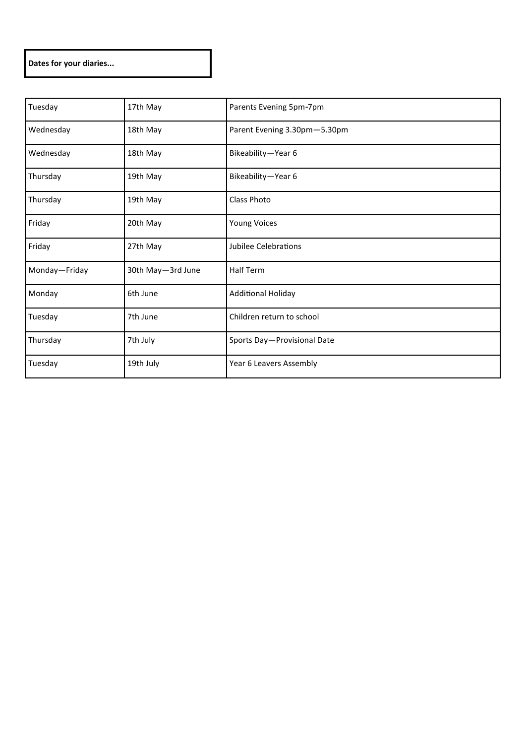**Dates for your diaries...**

| | | |
|---|---|---|
| Tuesday | 17th May | Parents Evening 5pm-7pm |
| Wednesday | 18th May | Parent Evening 3.30pm—5.30pm |
| Wednesday | 18th May | Bikeability—Year 6 |
| Thursday | 19th May | Bikeability—Year 6 |
| Thursday | 19th May | Class Photo |
| Friday | 20th May | Young Voices |
| Friday | 27th May | Jubilee Celebrations |
| Monday—Friday | 30th May—3rd June | Half Term |
| Monday | 6th June | Additional Holiday |
| Tuesday | 7th June | Children return to school |
| Thursday | 7th July | Sports Day—Provisional Date |
| Tuesday | 19th July | Year 6 Leavers Assembly |